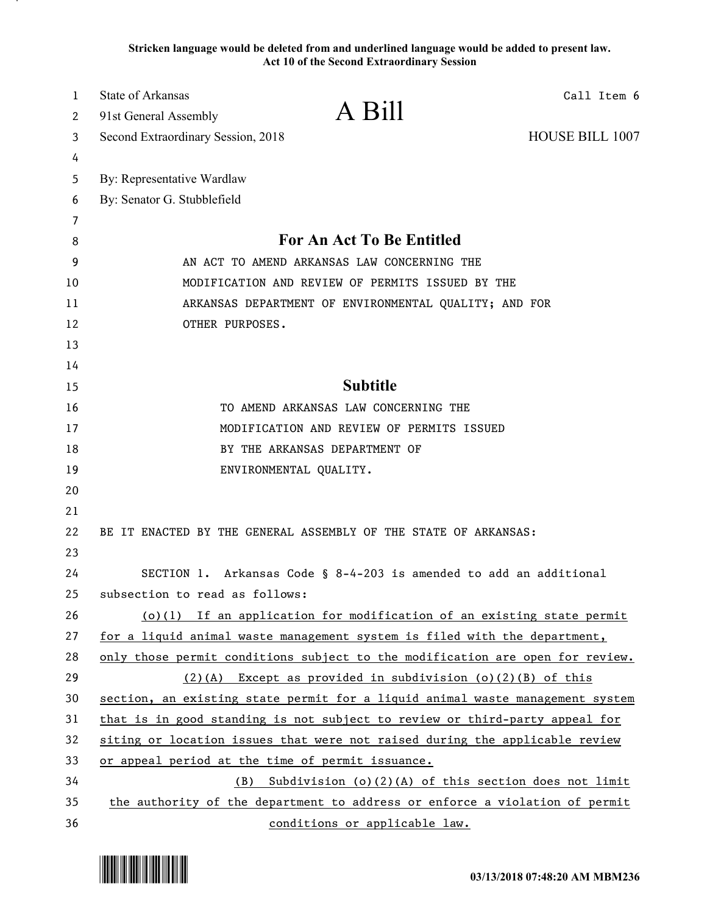**Stricken language would be deleted from and underlined language would be added to present law.**
**Act 10 of the Second Extraordinary Session**

State of Arkansas
91st General Assembly
Second Extraordinary Session, 2018

# A Bill

Call Item 6

HOUSE BILL 1007

By: Representative Wardlaw
By: Senator G. Stubblefield

## For An Act To Be Entitled

AN ACT TO AMEND ARKANSAS LAW CONCERNING THE MODIFICATION AND REVIEW OF PERMITS ISSUED BY THE ARKANSAS DEPARTMENT OF ENVIRONMENTAL QUALITY; AND FOR OTHER PURPOSES.

## Subtitle

TO AMEND ARKANSAS LAW CONCERNING THE MODIFICATION AND REVIEW OF PERMITS ISSUED BY THE ARKANSAS DEPARTMENT OF ENVIRONMENTAL QUALITY.

BE IT ENACTED BY THE GENERAL ASSEMBLY OF THE STATE OF ARKANSAS:

SECTION 1. Arkansas Code § 8-4-203 is amended to add an additional subsection to read as follows:

<u>(o)(1) If an application for modification of an existing state permit for a liquid animal waste management system is filed with the department, only those permit conditions subject to the modification are open for review.</u>

<u>(2)(A) Except as provided in subdivision (o)(2)(B) of this section, an existing state permit for a liquid animal waste management system that is in good standing is not subject to review or third-party appeal for siting or location issues that were not raised during the applicable review or appeal period at the time of permit issuance.</u>

<u>(B) Subdivision (o)(2)(A) of this section does not limit the authority of the department to address or enforce a violation of permit conditions or applicable law.</u>

03/13/2018 07:48:20 AM MBM236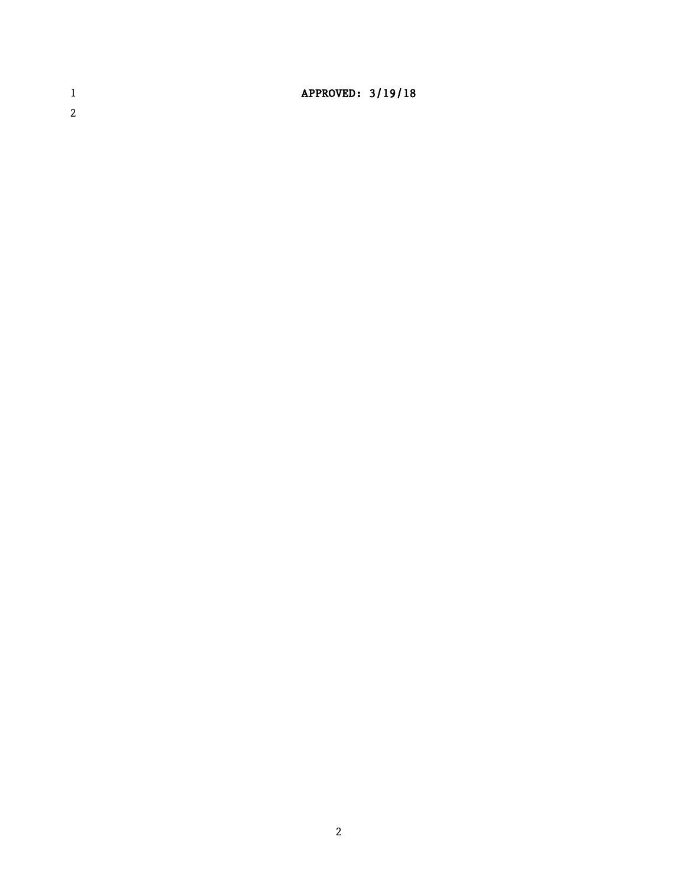**APPROVED: 3/19/18**